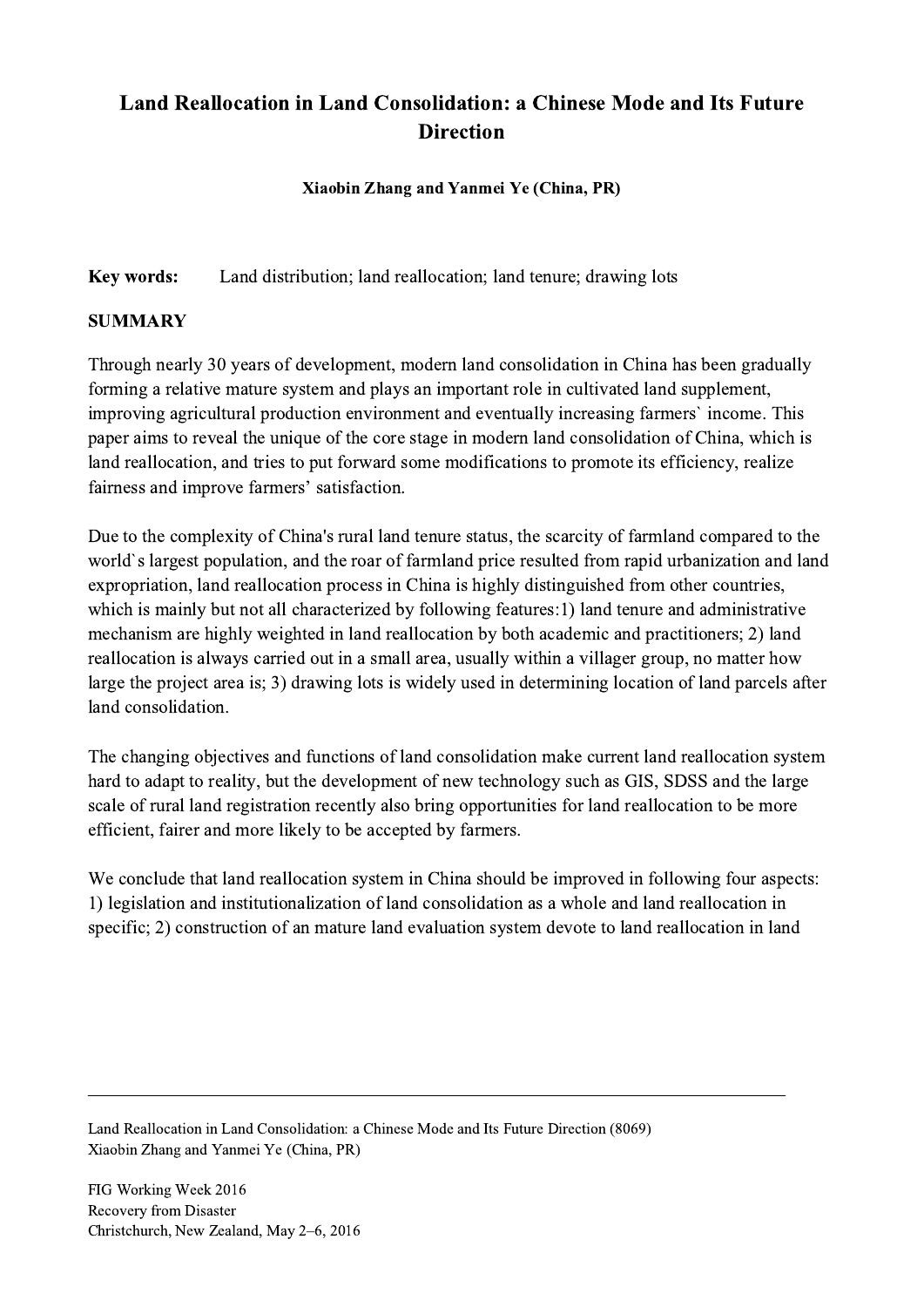# Land Reallocation in Land Consolidation: a Chinese Mode and Its Future Direction

**Xiaobin Zhang and Yanmei Ye (China, PR)**

**Key words:** Land distribution; land reallocation; land tenure; drawing lots

## SUMMARY

Through nearly 30 years of development, modern land consolidation in China has been gradually forming a relative mature system and plays an important role in cultivated land supplement, improving agricultural production environment and eventually increasing farmers` income. This paper aims to reveal the unique of the core stage in modern land consolidation of China, which is land reallocation, and tries to put forward some modifications to promote its efficiency, realize fairness and improve farmers' satisfaction.

Due to the complexity of China's rural land tenure status, the scarcity of farmland compared to the world`s largest population, and the roar of farmland price resulted from rapid urbanization and land expropriation, land reallocation process in China is highly distinguished from other countries, which is mainly but not all characterized by following features:1) land tenure and administrative mechanism are highly weighted in land reallocation by both academic and practitioners; 2) land reallocation is always carried out in a small area, usually within a villager group, no matter how large the project area is; 3) drawing lots is widely used in determining location of land parcels after land consolidation.

The changing objectives and functions of land consolidation make current land reallocation system hard to adapt to reality, but the development of new technology such as GIS, SDSS and the large scale of rural land registration recently also bring opportunities for land reallocation to be more efficient, fairer and more likely to be accepted by farmers.

We conclude that land reallocation system in China should be improved in following four aspects: 1) legislation and institutionalization of land consolidation as a whole and land reallocation in specific; 2) construction of an mature land evaluation system devote to land reallocation in land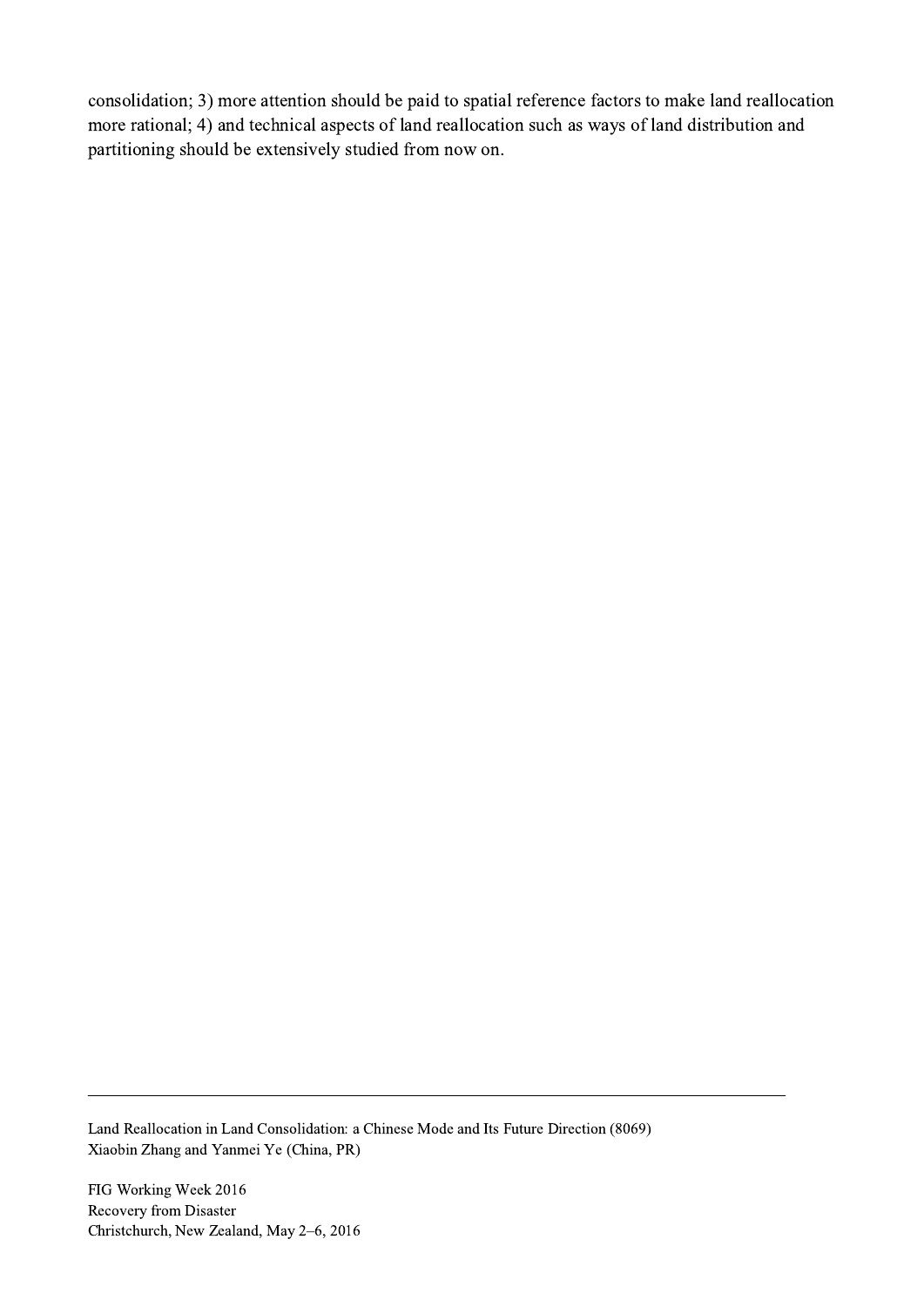consolidation; 3) more attention should be paid to spatial reference factors to make land reallocation more rational; 4) and technical aspects of land reallocation such as ways of land distribution and partitioning should be extensively studied from now on.